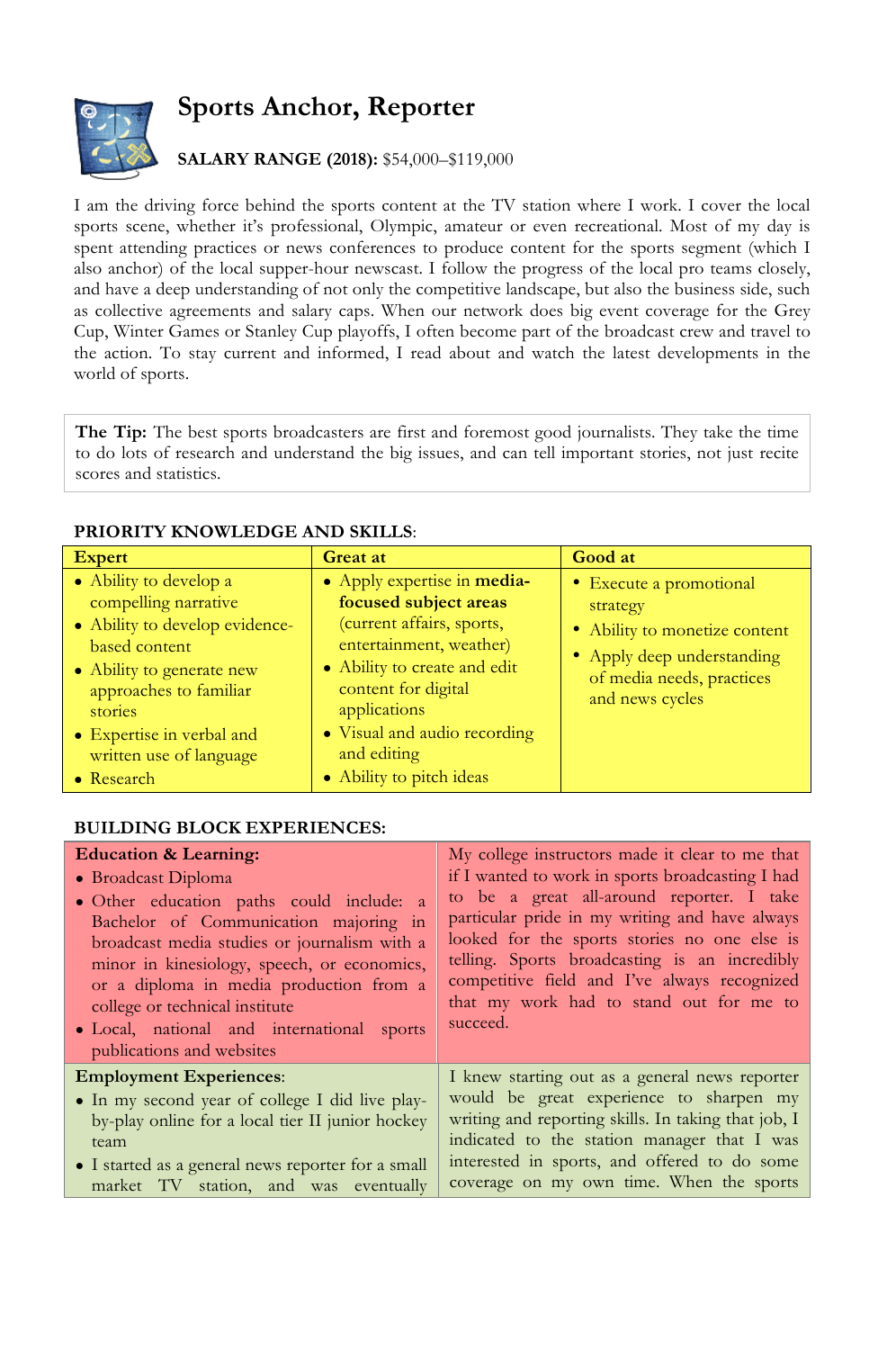# Sports Anchor, Reporter

**SALARY RANGE (2018):** $54,000–$119,000

I am the driving force behind the sports content at the TV station where I work. I cover the local sports scene, whether it's professional, Olympic, amateur or even recreational. Most of my day is spent attending practices or news conferences to produce content for the sports segment (which I also anchor) of the local supper-hour newscast. I follow the progress of the local pro teams closely, and have a deep understanding of not only the competitive landscape, but also the business side, such as collective agreements and salary caps. When our network does big event coverage for the Grey Cup, Winter Games or Stanley Cup playoffs, I often become part of the broadcast crew and travel to the action. To stay current and informed, I read about and watch the latest developments in the world of sports.

**The Tip:** The best sports broadcasters are first and foremost good journalists. They take the time to do lots of research and understand the big issues, and can tell important stories, not just recite scores and statistics.

**PRIORITY KNOWLEDGE AND SKILLS**:

| Expert | Great at | Good at |
|---|---|---|
| • Ability to develop a compelling narrative<br>• Ability to develop evidence-based content<br>• Ability to generate new approaches to familiar stories<br>• Expertise in verbal and written use of language<br>• Research | • Apply expertise in **media-focused subject areas** (current affairs, sports, entertainment, weather)<br>• Ability to create and edit content for digital applications<br>• Visual and audio recording and editing<br>• Ability to pitch ideas | • Execute a promotional strategy<br>• Ability to monetize content<br>• Apply deep understanding of media needs, practices and news cycles |

**BUILDING BLOCK EXPERIENCES:**

| | |
|---|---|
| **Education & Learning:**<br>• Broadcast Diploma<br>• Other education paths could include: a Bachelor of Communication majoring in broadcast media studies or journalism with a minor in kinesiology, speech, or economics, or a diploma in media production from a college or technical institute<br>• Local, national and international sports publications and websites | My college instructors made it clear to me that if I wanted to work in sports broadcasting I had to be a great all-around reporter. I take particular pride in my writing and have always looked for the sports stories no one else is telling. Sports broadcasting is an incredibly competitive field and I've always recognized that my work had to stand out for me to succeed. |
| **Employment Experiences**:<br>• In my second year of college I did live play-by-play online for a local tier II junior hockey team<br>• I started as a general news reporter for a small market TV station, and was eventually | I knew starting out as a general news reporter would be great experience to sharpen my writing and reporting skills. In taking that job, I indicated to the station manager that I was interested in sports, and offered to do some coverage on my own time. When the sports |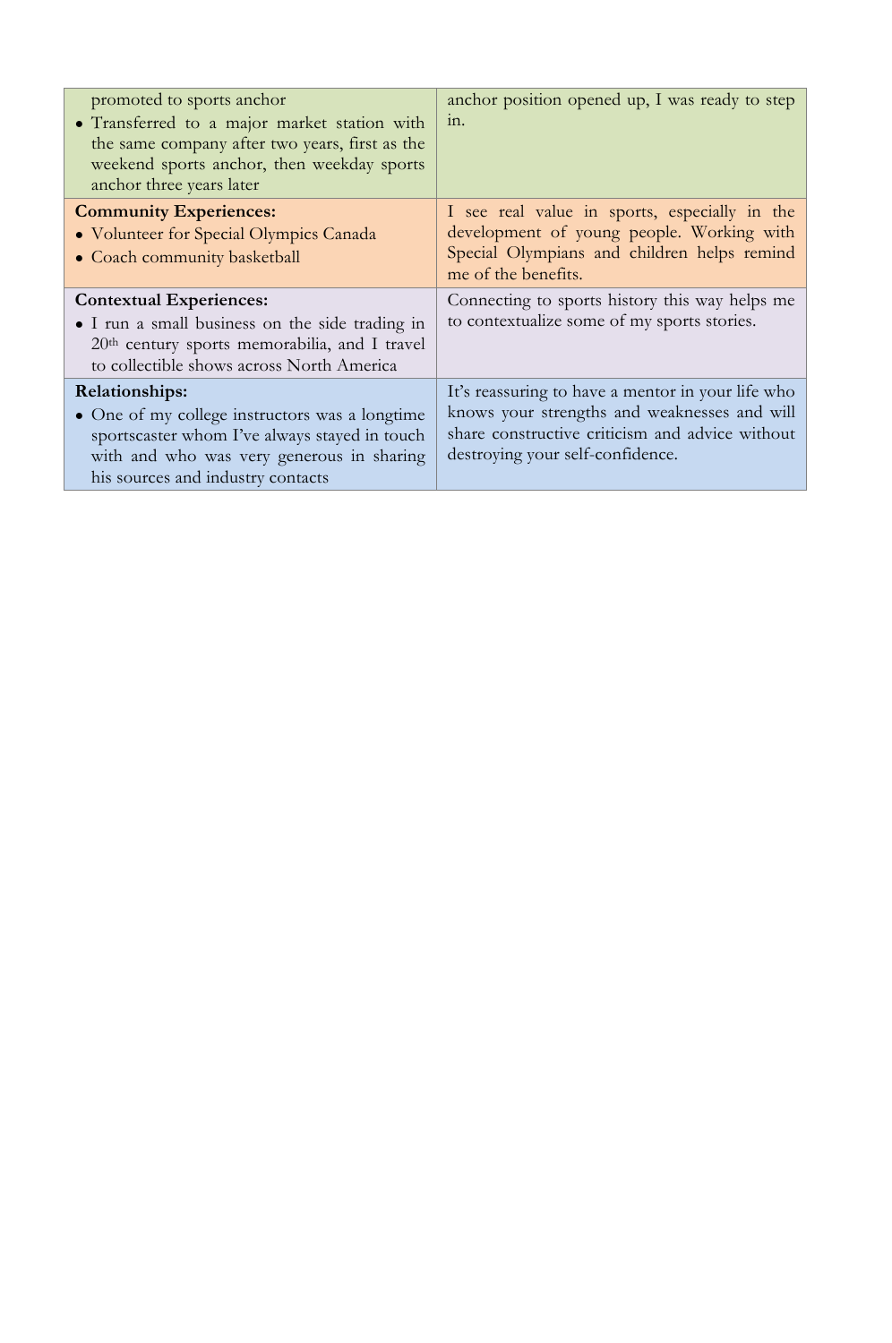| | |
|---|---|
| promoted to sports anchor<br>• Transferred to a major market station with the same company after two years, first as the weekend sports anchor, then weekday sports anchor three years later | anchor position opened up, I was ready to step in. |
| **Community Experiences:**<br>• Volunteer for Special Olympics Canada<br>• Coach community basketball | I see real value in sports, especially in the development of young people. Working with Special Olympians and children helps remind me of the benefits. |
| **Contextual Experiences:**<br>• I run a small business on the side trading in 20th century sports memorabilia, and I travel to collectible shows across North America | Connecting to sports history this way helps me to contextualize some of my sports stories. |
| **Relationships:**<br>• One of my college instructors was a longtime sportscaster whom I've always stayed in touch with and who was very generous in sharing his sources and industry contacts | It's reassuring to have a mentor in your life who knows your strengths and weaknesses and will share constructive criticism and advice without destroying your self-confidence. |